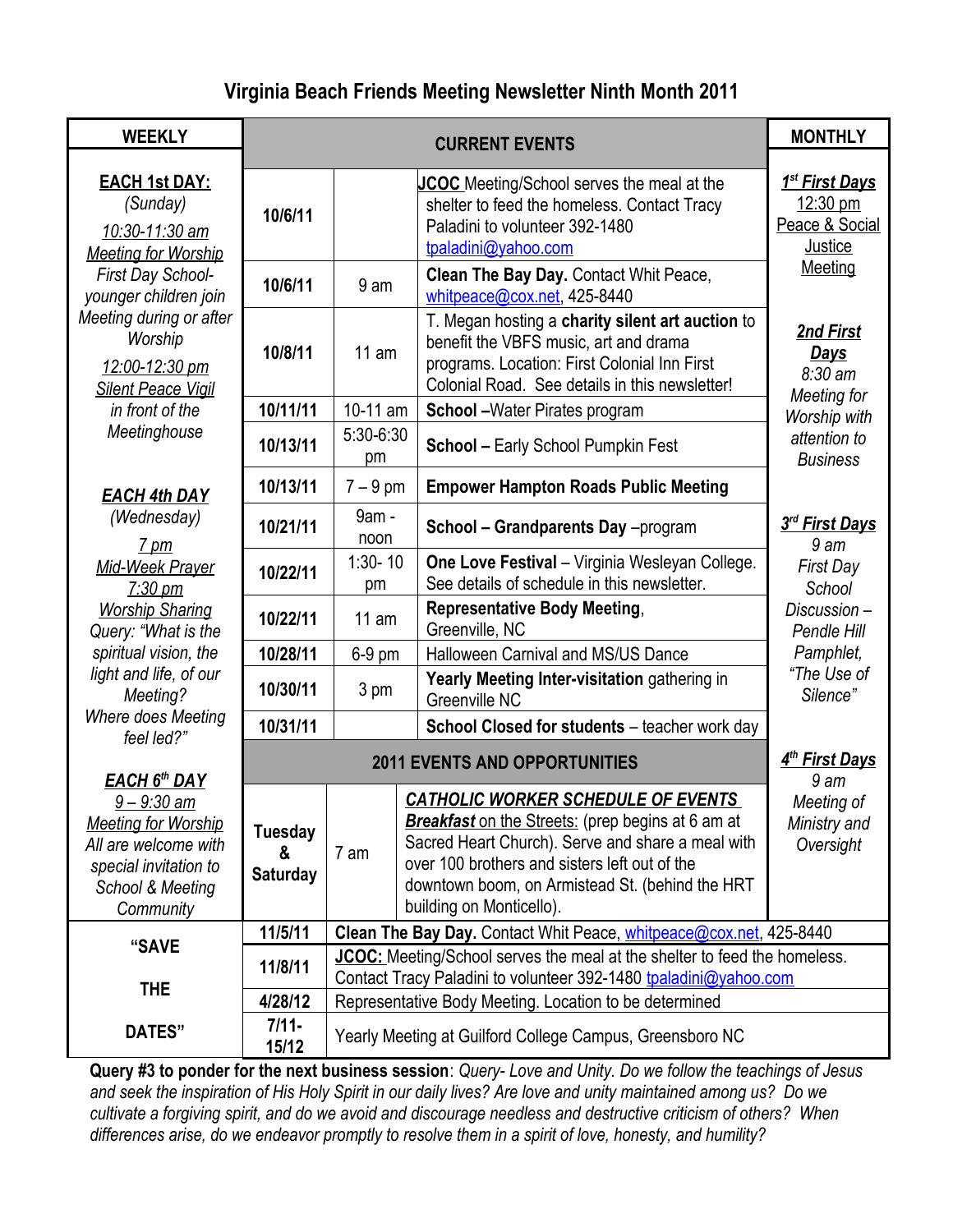# Virginia Beach Friends Meeting Newsletter Ninth Month 2011

## WEEKLY

**EACH 1st DAY:**
*(Sunday)*
*10:30-11:30 am*
*Meeting for Worship*
*First Day School- younger children join Meeting during or after Worship*
*12:00-12:30 pm*
*Silent Peace Vigil in front of the Meetinghouse*

**EACH 4th DAY**
*(Wednesday)*
*7 pm*
*Mid-Week Prayer*
*7:30 pm*
*Worship Sharing*
*Query: "What is the spiritual vision, the light and life, of our Meeting? Where does Meeting feel led?"*

**EACH 6th DAY**
*9 – 9:30 am*
*Meeting for Worship*
*All are welcome with special invitation to School & Meeting Community*

## CURRENT EVENTS

| Date | Time | Event |
|---|---|---|
| 10/6/11 | | **JCOC** Meeting/School serves the meal at the shelter to feed the homeless. Contact Tracy Paladini to volunteer 392-1480 tpaladini@yahoo.com |
| 10/6/11 | 9 am | **Clean The Bay Day.** Contact Whit Peace, whitpeace@cox.net, 425-8440 |
| 10/8/11 | 11 am | T. Megan hosting a **charity silent art auction** to benefit the VBFS music, art and drama programs. Location: First Colonial Inn First Colonial Road. See details in this newsletter! |
| 10/11/11 | 10-11 am | **School** –Water Pirates program |
| 10/13/11 | 5:30-6:30 pm | **School – Early School Pumpkin Fest** |
| 10/13/11 | 7 – 9 pm | **Empower Hampton Roads Public Meeting** |
| 10/21/11 | 9am - noon | **School – Grandparents Day** –program |
| 10/22/11 | 1:30- 10 pm | **One Love Festival** – Virginia Wesleyan College. See details of schedule in this newsletter. |
| 10/22/11 | 11 am | **Representative Body Meeting**, Greenville, NC |
| 10/28/11 | 6-9 pm | Halloween Carnival and MS/US Dance |
| 10/30/11 | 3 pm | **Yearly Meeting Inter-visitation** gathering in Greenville NC |
| 10/31/11 | | **School Closed for students** – teacher work day |

## 2011 EVENTS AND OPPORTUNITIES

| Date | Time | Event |
|---|---|---|
| Tuesday & Saturday | 7 am | ***CATHOLIC WORKER SCHEDULE OF EVENTS*** ***Breakfast** on the Streets:* (prep begins at 6 am at Sacred Heart Church). Serve and share a meal with over 100 brothers and sisters left out of the downtown boom, on Armistead St. (behind the HRT building on Monticello). |

## MONTHLY

***1st First Days***
12:30 pm
Peace & Social Justice Meeting

***2nd First Days***
*8:30 am*
*Meeting for Worship with attention to Business*

***3rd First Days***
*9 am*
*First Day School Discussion – Pendle Hill Pamphlet, "The Use of Silence"*

***4th First Days***
*9 am*
*Meeting of Ministry and Oversight*

## "SAVE THE DATES"

| Date | Event |
|---|---|
| 11/5/11 | **Clean The Bay Day.** Contact Whit Peace, whitpeace@cox.net, 425-8440 |
| 11/8/11 | **JCOC:** Meeting/School serves the meal at the shelter to feed the homeless. Contact Tracy Paladini to volunteer 392-1480 tpaladini@yahoo.com |
| 4/28/12 | Representative Body Meeting. Location to be determined |
| 7/11-15/12 | Yearly Meeting at Guilford College Campus, Greensboro NC |

**Query #3 to ponder for the next business session**: *Query- Love and Unity. Do we follow the teachings of Jesus and seek the inspiration of His Holy Spirit in our daily lives? Are love and unity maintained among us? Do we cultivate a forgiving spirit, and do we avoid and discourage needless and destructive criticism of others? When differences arise, do we endeavor promptly to resolve them in a spirit of love, honesty, and humility?*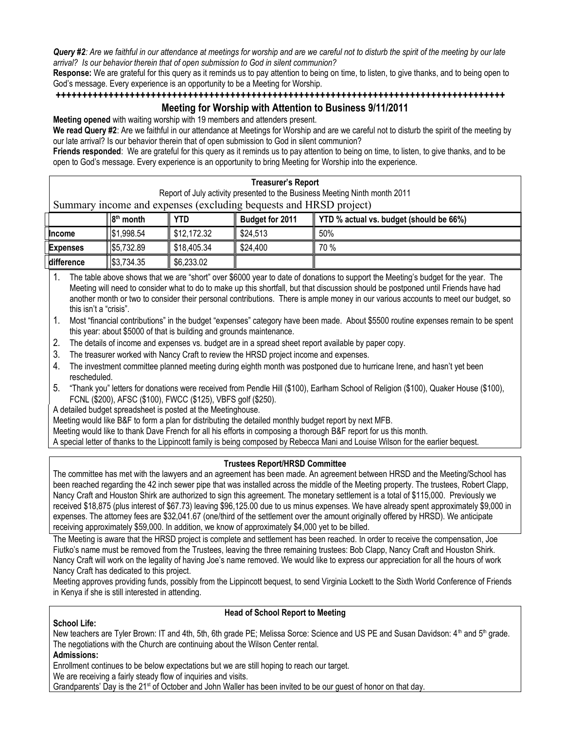***Query #2**: Are we faithful in our attendance at meetings for worship and are we careful not to disturb the spirit of the meeting by our late arrival? Is our behavior therein that of open submission to God in silent communion?*

**Response:** We are grateful for this query as it reminds us to pay attention to being on time, to listen, to give thanks, and to being open to God's message. Every experience is an opportunity to be a Meeting for Worship.

**++++++++++++++++++++++++++++++++++++++++++++++++++++++++++++++++++++++++++++++++++++**

## Meeting for Worship with Attention to Business 9/11/2011

**Meeting opened** with waiting worship with 19 members and attenders present.

**We read Query #2**: Are we faithful in our attendance at Meetings for Worship and are we careful not to disturb the spirit of the meeting by our late arrival? Is our behavior therein that of open submission to God in silent communion?

**Friends responded**: We are grateful for this query as it reminds us to pay attention to being on time, to listen, to give thanks, and to be open to God's message. Every experience is an opportunity to bring Meeting for Worship into the experience.

### Treasurer's Report

Report of July activity presented to the Business Meeting Ninth month 2011

Summary income and expenses (excluding bequests and HRSD project)

| | 8th month | YTD | Budget for 2011 | YTD % actual vs. budget (should be 66%) |
|---|---|---|---|---|
| Income | $1,998.54 | $12,172.32 | $24,513 | 50% |
| Expenses | $5,732.89 | $18,405.34 | $24,400 | 70 % |
| difference | $3,734.35 | $6,233.02 | | |

1. The table above shows that we are "short" over $6000 year to date of donations to support the Meeting's budget for the year. The Meeting will need to consider what to do to make up this shortfall, but that discussion should be postponed until Friends have had another month or two to consider their personal contributions. There is ample money in our various accounts to meet our budget, so this isn't a "crisis".
1. Most "financial contributions" in the budget "expenses" category have been made. About $5500 routine expenses remain to be spent this year: about $5000 of that is building and grounds maintenance.
2. The details of income and expenses vs. budget are in a spread sheet report available by paper copy.
3. The treasurer worked with Nancy Craft to review the HRSD project income and expenses.
4. The investment committee planned meeting during eighth month was postponed due to hurricane Irene, and hasn't yet been rescheduled.
5. "Thank you" letters for donations were received from Pendle Hill ($100), Earlham School of Religion ($100), Quaker House ($100), FCNL ($200), AFSC ($100), FWCC ($125), VBFS golf ($250).

A detailed budget spreadsheet is posted at the Meetinghouse.

Meeting would like B&F to form a plan for distributing the detailed monthly budget report by next MFB.

Meeting would like to thank Dave French for all his efforts in composing a thorough B&F report for us this month.

A special letter of thanks to the Lippincott family is being composed by Rebecca Mani and Louise Wilson for the earlier bequest.

### Trustees Report/HRSD Committee

The committee has met with the lawyers and an agreement has been made. An agreement between HRSD and the Meeting/School has been reached regarding the 42 inch sewer pipe that was installed across the middle of the Meeting property. The trustees, Robert Clapp, Nancy Craft and Houston Shirk are authorized to sign this agreement. The monetary settlement is a total of $115,000. Previously we received $18,875 (plus interest of $67.73) leaving $96,125.00 due to us minus expenses. We have already spent approximately $9,000 in expenses. The attorney fees are $32,041.67 (one/third of the settlement over the amount originally offered by HRSD). We anticipate receiving approximately $59,000. In addition, we know of approximately $4,000 yet to be billed.

The Meeting is aware that the HRSD project is complete and settlement has been reached. In order to receive the compensation, Joe Fiutko's name must be removed from the Trustees, leaving the three remaining trustees: Bob Clapp, Nancy Craft and Houston Shirk. Nancy Craft will work on the legality of having Joe's name removed. We would like to express our appreciation for all the hours of work Nancy Craft has dedicated to this project.

Meeting approves providing funds, possibly from the Lippincott bequest, to send Virginia Lockett to the Sixth World Conference of Friends in Kenya if she is still interested in attending.

### Head of School Report to Meeting

**School Life:**

New teachers are Tyler Brown: IT and 4th, 5th, 6th grade PE; Melissa Sorce: Science and US PE and Susan Davidson: 4th and 5th grade. The negotiations with the Church are continuing about the Wilson Center rental.

**Admissions:**

Enrollment continues to be below expectations but we are still hoping to reach our target.

We are receiving a fairly steady flow of inquiries and visits.

Grandparents' Day is the 21st of October and John Waller has been invited to be our guest of honor on that day.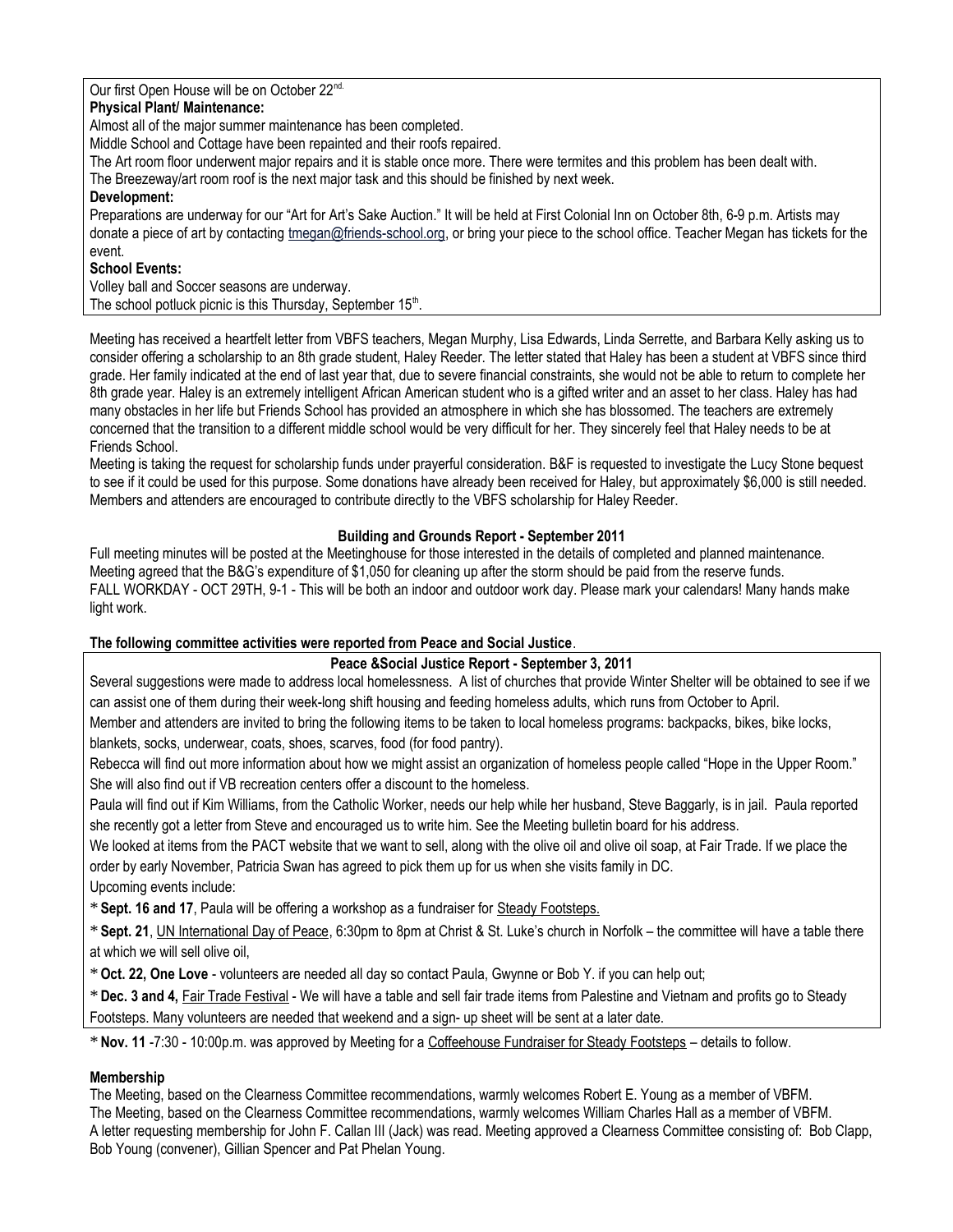Our first Open House will be on October 22nd.

**Physical Plant/ Maintenance:**

Almost all of the major summer maintenance has been completed.

Middle School and Cottage have been repainted and their roofs repaired.

The Art room floor underwent major repairs and it is stable once more. There were termites and this problem has been dealt with.

The Breezeway/art room roof is the next major task and this should be finished by next week.

**Development:**

Preparations are underway for our "Art for Art's Sake Auction." It will be held at First Colonial Inn on October 8th, 6-9 p.m. Artists may donate a piece of art by contacting tmegan@friends-school.org, or bring your piece to the school office. Teacher Megan has tickets for the event.

**School Events:**

Volley ball and Soccer seasons are underway.

The school potluck picnic is this Thursday, September 15th.

Meeting has received a heartfelt letter from VBFS teachers, Megan Murphy, Lisa Edwards, Linda Serrette, and Barbara Kelly asking us to consider offering a scholarship to an 8th grade student, Haley Reeder. The letter stated that Haley has been a student at VBFS since third grade. Her family indicated at the end of last year that, due to severe financial constraints, she would not be able to return to complete her 8th grade year. Haley is an extremely intelligent African American student who is a gifted writer and an asset to her class. Haley has had many obstacles in her life but Friends School has provided an atmosphere in which she has blossomed. The teachers are extremely concerned that the transition to a different middle school would be very difficult for her. They sincerely feel that Haley needs to be at Friends School.

Meeting is taking the request for scholarship funds under prayerful consideration. B&F is requested to investigate the Lucy Stone bequest to see if it could be used for this purpose. Some donations have already been received for Haley, but approximately $6,000 is still needed. Members and attenders are encouraged to contribute directly to the VBFS scholarship for Haley Reeder.

**Building and Grounds Report - September 2011**

Full meeting minutes will be posted at the Meetinghouse for those interested in the details of completed and planned maintenance.
Meeting agreed that the B&G's expenditure of $1,050 for cleaning up after the storm should be paid from the reserve funds.
FALL WORKDAY - OCT 29TH, 9-1 - This will be both an indoor and outdoor work day. Please mark your calendars! Many hands make light work.

**The following committee activities were reported from Peace and Social Justice**.

**Peace &Social Justice Report - September 3, 2011**

Several suggestions were made to address local homelessness. A list of churches that provide Winter Shelter will be obtained to see if we can assist one of them during their week-long shift housing and feeding homeless adults, which runs from October to April.

Member and attenders are invited to bring the following items to be taken to local homeless programs: backpacks, bikes, bike locks, blankets, socks, underwear, coats, shoes, scarves, food (for food pantry).

Rebecca will find out more information about how we might assist an organization of homeless people called "Hope in the Upper Room." She will also find out if VB recreation centers offer a discount to the homeless.

Paula will find out if Kim Williams, from the Catholic Worker, needs our help while her husband, Steve Baggarly, is in jail. Paula reported she recently got a letter from Steve and encouraged us to write him. See the Meeting bulletin board for his address.

We looked at items from the PACT website that we want to sell, along with the olive oil and olive oil soap, at Fair Trade. If we place the order by early November, Patricia Swan has agreed to pick them up for us when she visits family in DC.

Upcoming events include:

* **Sept. 16 and 17**, Paula will be offering a workshop as a fundraiser for Steady Footsteps.

* **Sept. 21**, UN International Day of Peace, 6:30pm to 8pm at Christ & St. Luke's church in Norfolk – the committee will have a table there at which we will sell olive oil,

* **Oct. 22, One Love** - volunteers are needed all day so contact Paula, Gwynne or Bob Y. if you can help out;

* **Dec. 3 and 4,** Fair Trade Festival - We will have a table and sell fair trade items from Palestine and Vietnam and profits go to Steady Footsteps. Many volunteers are needed that weekend and a sign- up sheet will be sent at a later date.

* **Nov. 11** -7:30 - 10:00p.m. was approved by Meeting for a Coffeehouse Fundraiser for Steady Footsteps – details to follow.

**Membership**

The Meeting, based on the Clearness Committee recommendations, warmly welcomes Robert E. Young as a member of VBFM.
The Meeting, based on the Clearness Committee recommendations, warmly welcomes William Charles Hall as a member of VBFM.
A letter requesting membership for John F. Callan III (Jack) was read. Meeting approved a Clearness Committee consisting of: Bob Clapp, Bob Young (convener), Gillian Spencer and Pat Phelan Young.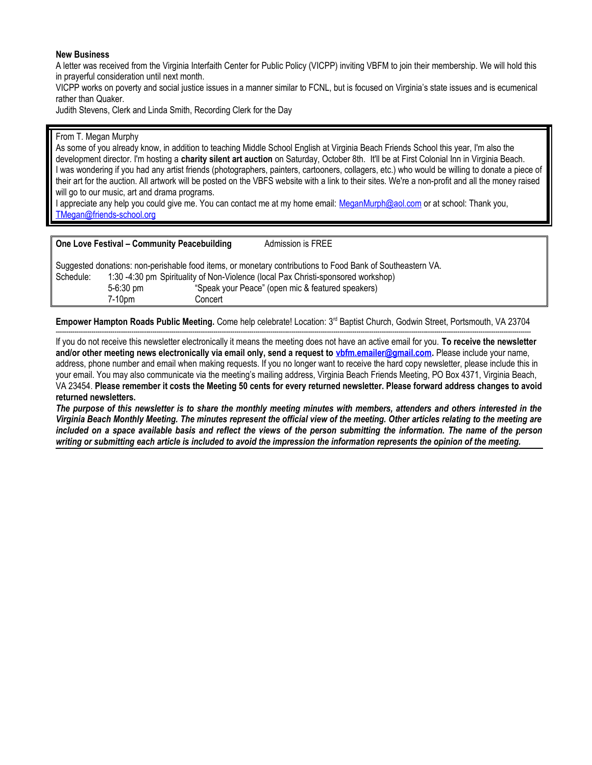**New Business**

A letter was received from the Virginia Interfaith Center for Public Policy (VICPP) inviting VBFM to join their membership. We will hold this in prayerful consideration until next month.

VICPP works on poverty and social justice issues in a manner similar to FCNL, but is focused on Virginia's state issues and is ecumenical rather than Quaker.

Judith Stevens, Clerk and Linda Smith, Recording Clerk for the Day

From T. Megan Murphy

As some of you already know, in addition to teaching Middle School English at Virginia Beach Friends School this year, I'm also the development director. I'm hosting a **charity silent art auction** on Saturday, October 8th. It'll be at First Colonial Inn in Virginia Beach. I was wondering if you had any artist friends (photographers, painters, cartooners, collagers, etc.) who would be willing to donate a piece of their art for the auction. All artwork will be posted on the VBFS website with a link to their sites. We're a non-profit and all the money raised will go to our music, art and drama programs.

I appreciate any help you could give me. You can contact me at my home email: MeganMurph@aol.com or at school: Thank you, TMegan@friends-school.org

**One Love Festival – Community Peacebuilding** Admission is FREE

Suggested donations: non-perishable food items, or monetary contributions to Food Bank of Southeastern VA.

| | | |
|---|---|---|
| Schedule: | 1:30 -4:30 pm | Spirituality of Non-Violence (local Pax Christi-sponsored workshop) |
| | 5-6:30 pm | "Speak your Peace" (open mic & featured speakers) |
| | 7-10pm | Concert |

**Empower Hampton Roads Public Meeting.** Come help celebrate! Location: 3rd Baptist Church, Godwin Street, Portsmouth, VA 23704

---

If you do not receive this newsletter electronically it means the meeting does not have an active email for you. **To receive the newsletter and/or other meeting news electronically via email only, send a request to vbfm.emailer@gmail.com.** Please include your name, address, phone number and email when making requests. If you no longer want to receive the hard copy newsletter, please include this in your email. You may also communicate via the meeting's mailing address, Virginia Beach Friends Meeting, PO Box 4371, Virginia Beach, VA 23454. **Please remember it costs the Meeting 50 cents for every returned newsletter. Please forward address changes to avoid returned newsletters.**

***The purpose of this newsletter is to share the monthly meeting minutes with members, attenders and others interested in the Virginia Beach Monthly Meeting. The minutes represent the official view of the meeting. Other articles relating to the meeting are included on a space available basis and reflect the views of the person submitting the information. The name of the person writing or submitting each article is included to avoid the impression the information represents the opinion of the meeting.***